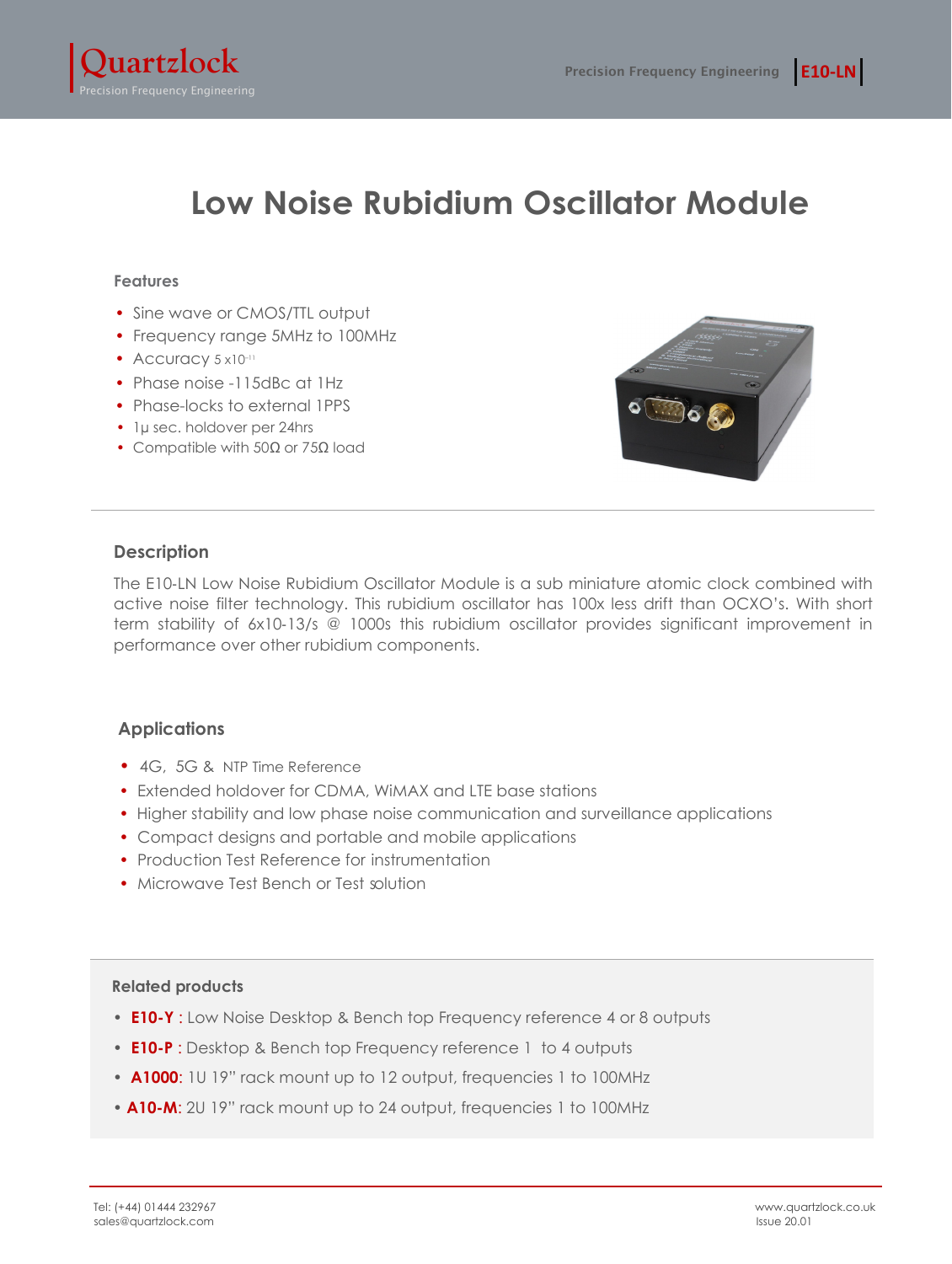# Low Noise Rubidium Oscillator Module

### Features

- Sine wave or CMOS/TTL output
- Frequency range 5MHz to 100MHz
- Accuracy $5 \times 10^{-11}$
- Phase noise -115dBc at 1Hz
- Phase-locks to external 1PPS
- 1μ sec. holdover per 24hrs
- Compatible with 50Ω or 75Ω load

### Description

The E10-LN Low Noise Rubidium Oscillator Module is a sub miniature atomic clock combined with active noise filter technology. This rubidium oscillator has 100x less drift than OCXO's. With short term stability of 6x10-13/s @ 1000s this rubidium oscillator provides significant improvement in performance over other rubidium components.

### Applications

- 4G, 5G & NTP Time Reference
- Extended holdover for CDMA, WiMAX and LTE base stations
- Higher stability and low phase noise communication and surveillance applications
- Compact designs and portable and mobile applications
- Production Test Reference for instrumentation
- Microwave Test Bench or Test solution

### Related products

- **E10-Y** : Low Noise Desktop & Bench top Frequency reference 4 or 8 outputs
- **E10-P** : Desktop & Bench top Frequency reference 1 to 4 outputs
- **A1000**: 1U 19" rack mount up to 12 output, frequencies 1 to 100MHz
- **A10-M**: 2U 19" rack mount up to 24 output, frequencies 1 to 100MHz

Tel: (+44) 01444 232967
sales@quartzlock.com

www.quartzlock.co.uk
Issue 20.01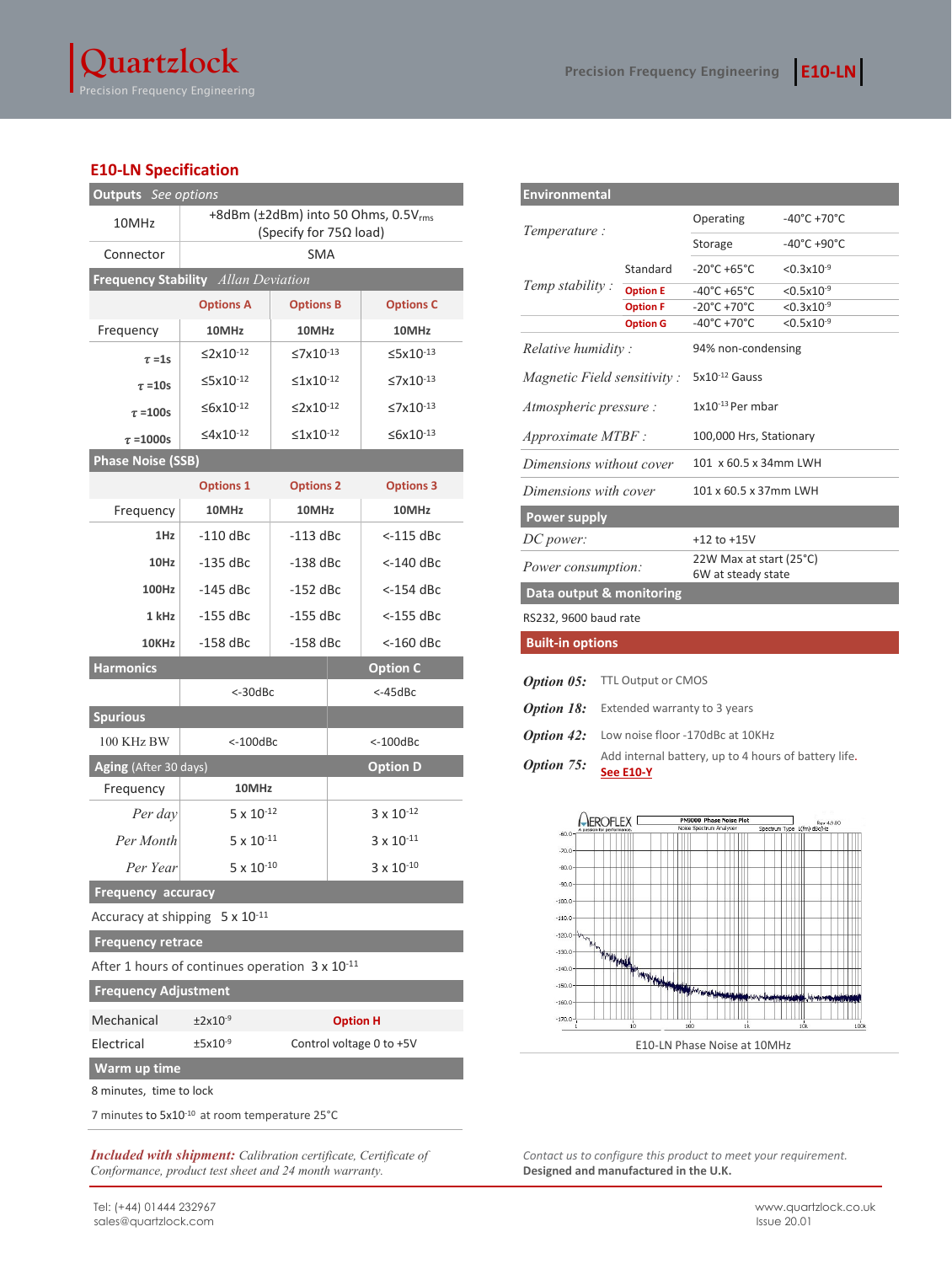## E10-LN Specification

| **Outputs** *See options* | |
|---|---|
| 10MHz | +8dBm (±2dBm) into 50 Ohms, 0.5$V_{rms}$ (Specify for 75Ω load) |
| Connector | SMA |

| **Frequency Stability** *Allan Deviation* | | | |
|---|---|---|---|
| | **Options A** | **Options B** | **Options C** |
| Frequency | **10MHz** | **10MHz** | **10MHz** |
| $\tau$ =1s | ≤2x$10^{-12}$ | ≤7x$10^{-13}$ | ≤5x$10^{-13}$ |
| $\tau$ =10s | ≤5x$10^{-12}$ | ≤1x$10^{-12}$ | ≤7x$10^{-13}$ |
| $\tau$ =100s | ≤6x$10^{-12}$ | ≤2x$10^{-12}$ | ≤7x$10^{-13}$ |
| $\tau$ =1000s | ≤4x$10^{-12}$ | ≤1x$10^{-12}$ | ≤6x$10^{-13}$ |

| **Phase Noise (SSB)** | | | |
|---|---|---|---|
| | **Options 1** | **Options 2** | **Options 3** |
| Frequency | **10MHz** | **10MHz** | **10MHz** |
| 1Hz | -110 dBc | -113 dBc | <-115 dBc |
| 10Hz | -135 dBc | -138 dBc | <-140 dBc |
| 100Hz | -145 dBc | -152 dBc | <-154 dBc |
| 1 kHz | -155 dBc | -155 dBc | <-155 dBc |
| 10KHz | -158 dBc | -158 dBc | <-160 dBc |

| **Harmonics** | | **Option C** |
|---|---|---|
| | <-30dBc | <-45dBc |
| **Spurious** | | |
| 100 KHz BW | <-100dBc | <-100dBc |

| **Aging** (After 30 days) | | **Option D** |
|---|---|---|
| Frequency | **10MHz** | |
| *Per day* | 5 x $10^{-12}$ | 3 x $10^{-12}$ |
| *Per Month* | 5 x $10^{-11}$ | 3 x $10^{-11}$ |
| *Per Year* | 5 x $10^{-10}$ | 3 x $10^{-10}$ |

**Frequency accuracy**

Accuracy at shipping 5 x $10^{-11}$

**Frequency retrace**

After 1 hours of continues operation 3 x $10^{-11}$

| **Frequency Adjustment** | | |
|---|---|---|
| Mechanical | ±2x$10^{-9}$ | **Option H** |
| Electrical | ±5x$10^{-9}$ | Control voltage 0 to +5V |

**Warm up time**

8 minutes, time to lock

7 minutes to 5x$10^{-10}$ at room temperature 25°C

| **Environmental** | | | |
|---|---|---|---|
| *Temperature :* | | Operating | -40°C +70°C |
| | | Storage | -40°C +90°C |
| *Temp stability :* | Standard | -20°C +65°C | <0.3x$10^{-9}$ |
| | **Option E** | -40°C +65°C | <0.5x$10^{-9}$ |
| | **Option F** | -20°C +70°C | <0.3x$10^{-9}$ |
| | **Option G** | -40°C +70°C | <0.5x$10^{-9}$ |
| *Relative humidity :* | 94% non-condensing | | |
| *Magnetic Field sensitivity :* | 5x$10^{-12}$ Gauss | | |
| *Atmospheric pressure :* | 1x$10^{-13}$ Per mbar | | |
| *Approximate MTBF :* | 100,000 Hrs, Stationary | | |
| *Dimensions without cover* | 101 x 60.5 x 34mm LWH | | |
| *Dimensions with cover* | 101 x 60.5 x 37mm LWH | | |

| **Power supply** | |
|---|---|
| *DC power:* | +12 to +15V |
| *Power consumption:* | 22W Max at start (25°C)<br>6W at steady state |

**Data output & monitoring**

RS232, 9600 baud rate

**Built-in options**

- ***Option 05:*** TTL Output or CMOS
- ***Option 18:*** Extended warranty to 3 years
- ***Option 42:*** Low noise floor -170dBc at 10KHz
- ***Option 75:*** Add internal battery, up to 4 hours of battery life. **See E10-Y**

E10-LN Phase Noise at 10MHz

***Included with shipment:*** *Calibration certificate, Certificate of Conformance, product test sheet and 24 month warranty.*

*Contact us to configure this product to meet your requirement.*
**Designed and manufactured in the U.K.**

Tel: (+44) 01444 232967
sales@quartzlock.com

www.quartzlock.co.uk
Issue 20.01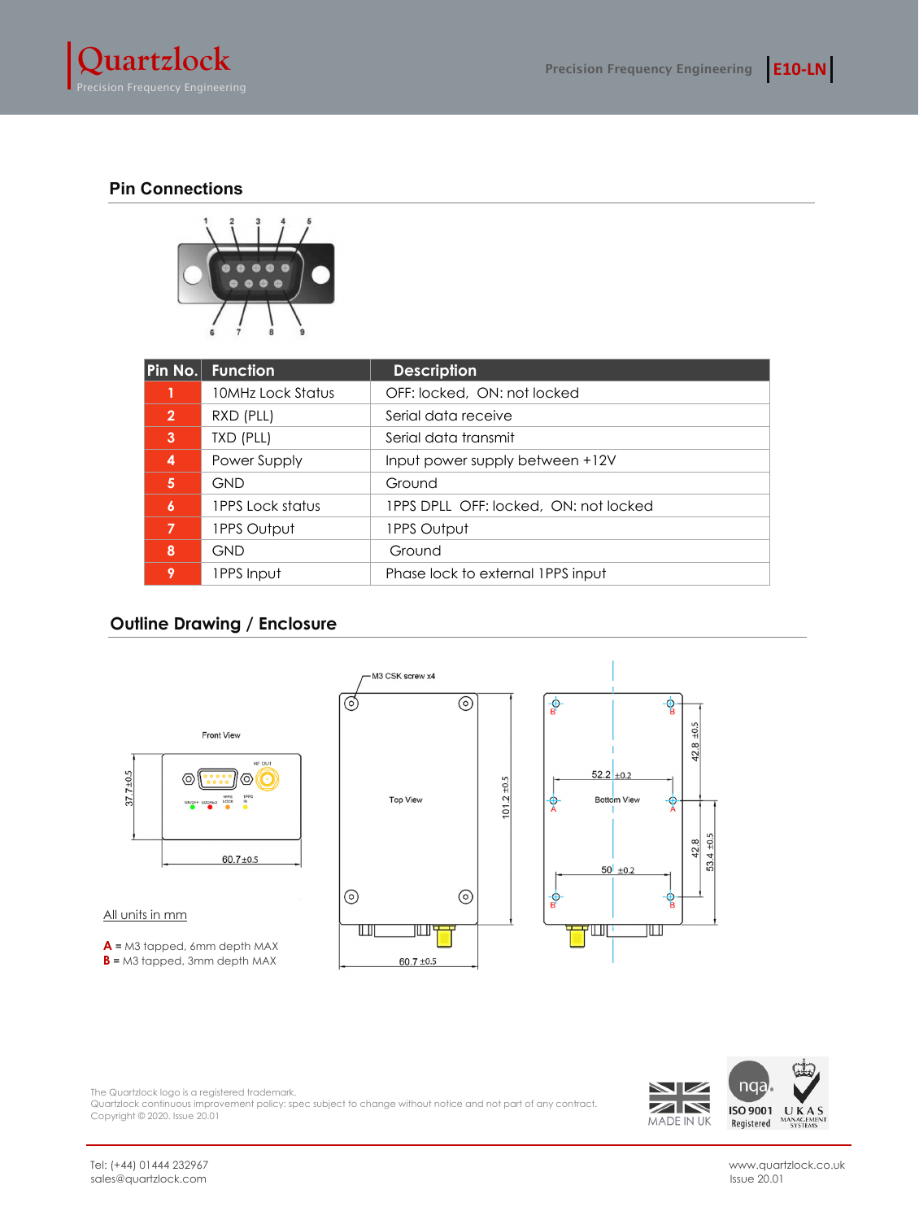## Pin Connections

| Pin No. | Function | Description |
|---|---|---|
| 1 | 10MHz Lock Status | OFF: locked, ON: not locked |
| 2 | RXD (PLL) | Serial data receive |
| 3 | TXD (PLL) | Serial data transmit |
| 4 | Power Supply | Input power supply between +12V |
| 5 | GND | Ground |
| 6 | 1PPS Lock status | 1PPS DPLL OFF: locked, ON: not locked |
| 7 | 1PPS Output | 1PPS Output |
| 8 | GND | Ground |
| 9 | 1PPS Input | Phase lock to external 1PPS input |

## Outline Drawing / Enclosure

Front View

37.7±0.5

60.7±0.5

M3 CSK screw x4

Top View

101.2 ±0.5

60.7 ±0.5

Bottom View

52.2 ±0.2

50 ±0.2

42.8 ±0.5

42.8

53.4 ±0.5

All units in mm

**A** = M3 tapped, 6mm depth MAX
**B** = M3 tapped, 3mm depth MAX

The Quartzlock logo is a registered trademark.
Quartzlock continuous improvement policy: spec subject to change without notice and not part of any contract.
Copyright © 2020. Issue 20.01

MADE IN UK

ISO 9001 Registered

UKAS MANAGEMENT SYSTEMS

Tel: (+44) 01444 232967
sales@quartzlock.com

www.quartzlock.co.uk
Issue 20.01